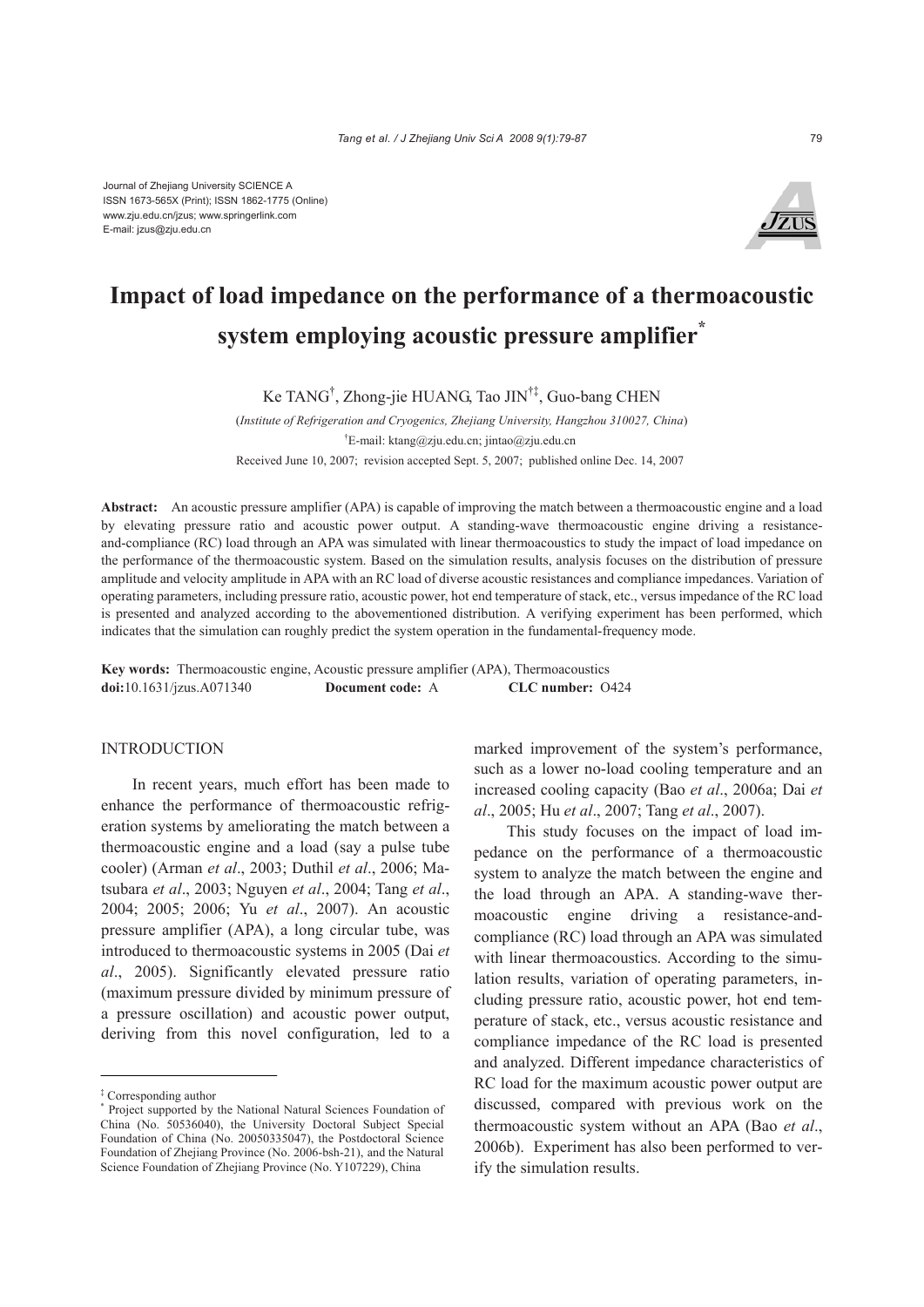Journal of Zhejiang University SCIENCE A
ISSN 1673-565X (Print); ISSN 1862-1775 (Online)
www.zju.edu.cn/jzus; www.springerlink.com
E-mail: jzus@zju.edu.cn

# Impact of load impedance on the performance of a thermoacoustic system employing acoustic pressure amplifier*

Ke TANG†, Zhong-jie HUANG, Tao JIN†‡, Guo-bang CHEN

(*Institute of Refrigeration and Cryogenics, Zhejiang University, Hangzhou 310027, China*)

†E-mail: ktang@zju.edu.cn; jintao@zju.edu.cn

Received June 10, 2007; revision accepted Sept. 5, 2007; published online Dec. 14, 2007

**Abstract:** An acoustic pressure amplifier (APA) is capable of improving the match between a thermoacoustic engine and a load by elevating pressure ratio and acoustic power output. A standing-wave thermoacoustic engine driving a resistance-and-compliance (RC) load through an APA was simulated with linear thermoacoustics to study the impact of load impedance on the performance of the thermoacoustic system. Based on the simulation results, analysis focuses on the distribution of pressure amplitude and velocity amplitude in APA with an RC load of diverse acoustic resistances and compliance impedances. Variation of operating parameters, including pressure ratio, acoustic power, hot end temperature of stack, etc., versus impedance of the RC load is presented and analyzed according to the abovementioned distribution. A verifying experiment has been performed, which indicates that the simulation can roughly predict the system operation in the fundamental-frequency mode.

**Key words:** Thermoacoustic engine, Acoustic pressure amplifier (APA), Thermoacoustics
**doi:**10.1631/jzus.A071340 **Document code:** A **CLC number:** O424

## INTRODUCTION

In recent years, much effort has been made to enhance the performance of thermoacoustic refrigeration systems by ameliorating the match between a thermoacoustic engine and a load (say a pulse tube cooler) (Arman *et al*., 2003; Duthil *et al*., 2006; Matsubara *et al*., 2003; Nguyen *et al*., 2004; Tang *et al*., 2004; 2005; 2006; Yu *et al*., 2007). An acoustic pressure amplifier (APA), a long circular tube, was introduced to thermoacoustic systems in 2005 (Dai *et al*., 2005). Significantly elevated pressure ratio (maximum pressure divided by minimum pressure of a pressure oscillation) and acoustic power output, deriving from this novel configuration, led to a marked improvement of the system's performance, such as a lower no-load cooling temperature and an increased cooling capacity (Bao *et al*., 2006a; Dai *et al*., 2005; Hu *et al*., 2007; Tang *et al*., 2007).

This study focuses on the impact of load impedance on the performance of a thermoacoustic system to analyze the match between the engine and the load through an APA. A standing-wave thermoacoustic engine driving a resistance-and-compliance (RC) load through an APA was simulated with linear thermoacoustics. According to the simulation results, variation of operating parameters, including pressure ratio, acoustic power, hot end temperature of stack, etc., versus acoustic resistance and compliance impedance of the RC load is presented and analyzed. Different impedance characteristics of RC load for the maximum acoustic power output are discussed, compared with previous work on the thermoacoustic system without an APA (Bao *et al*., 2006b). Experiment has also been performed to verify the simulation results.

‡ Corresponding author
\* Project supported by the National Natural Sciences Foundation of China (No. 50536040), the University Doctoral Subject Special Foundation of China (No. 20050335047), the Postdoctoral Science Foundation of Zhejiang Province (No. 2006-bsh-21), and the Natural Science Foundation of Zhejiang Province (No. Y107229), China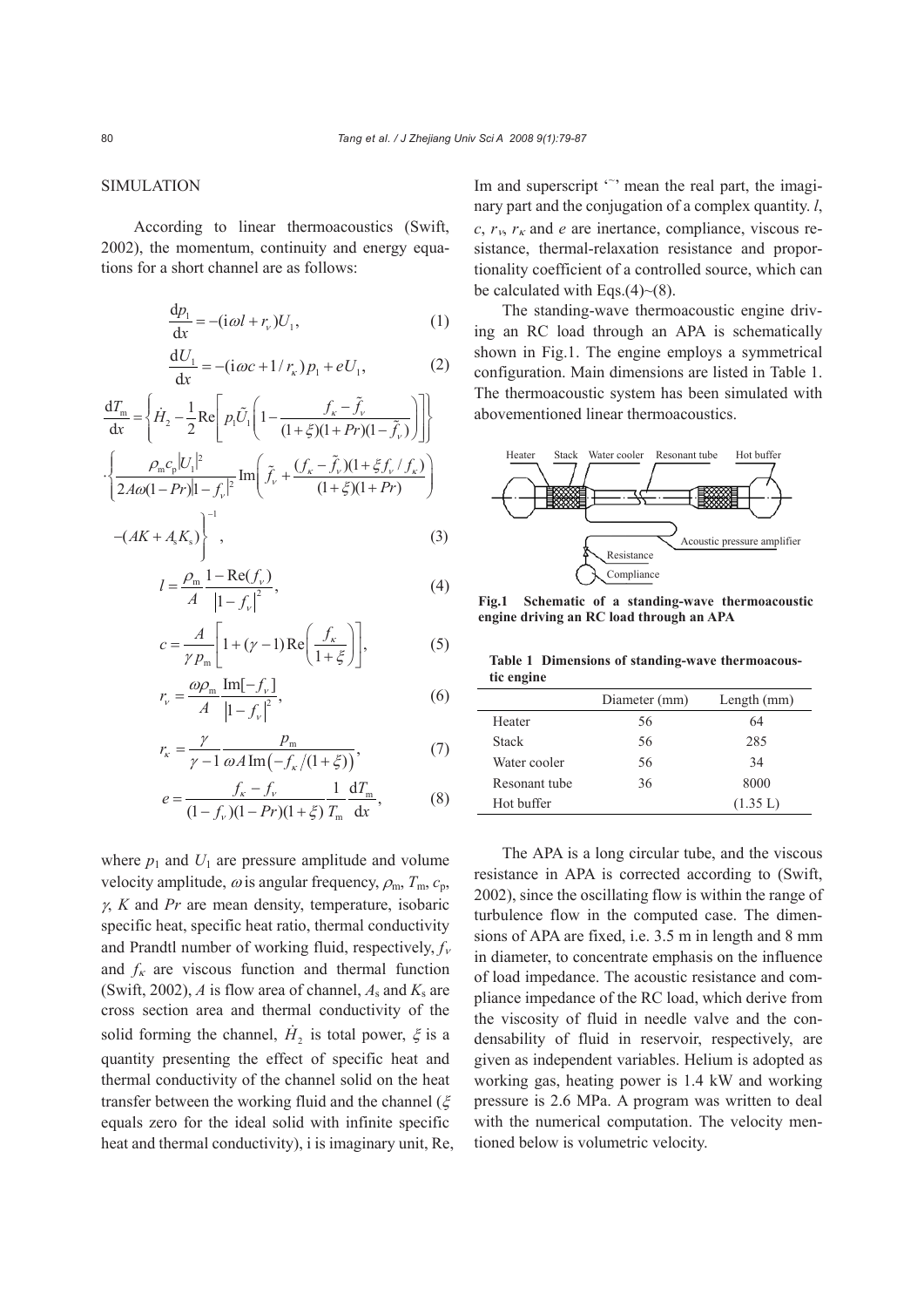## SIMULATION

According to linear thermoacoustics (Swift, 2002), the momentum, continuity and energy equations for a short channel are as follows:

$$\frac{\mathrm{d}p_1}{\mathrm{d}x} = -(\mathrm{i}\omega l + r_\nu)U_1, \tag{1}$$

$$\frac{\mathrm{d}U_1}{\mathrm{d}x} = -(\mathrm{i}\omega c + 1/r_\kappa)p_1 + eU_1, \tag{2}$$

$$\frac{\mathrm{d}T_\mathrm{m}}{\mathrm{d}x} = \left\{ \dot{H}_2 - \frac{1}{2}\mathrm{Re}\left[ p_1 \tilde{U}_1 \left( 1 - \frac{f_\kappa - \tilde{f}_\nu}{(1+\xi)(1+Pr)(1-\tilde{f}_\nu)} \right) \right] \right\} \cdot \left\{ \frac{\rho_\mathrm{m} c_\mathrm{p} |U_1|^2}{2A\omega(1-Pr)|1-f_\nu|^2} \mathrm{Im}\left( \tilde{f}_\nu + \frac{(f_\kappa - \tilde{f}_\nu)(1+\xi f_\nu / f_\kappa)}{(1+\xi)(1+Pr)} \right) - (AK + A_\mathrm{s}K_\mathrm{s}) \right\}^{-1}, \tag{3}$$

$$l = \frac{\rho_\mathrm{m}}{A} \frac{1-\mathrm{Re}(f_\nu)}{|1-f_\nu|^2}, \tag{4}$$

$$c = \frac{A}{\gamma p_\mathrm{m}} \left[ 1 + (\gamma - 1)\mathrm{Re}\left( \frac{f_\kappa}{1+\xi} \right) \right], \tag{5}$$

$$r_\nu = \frac{\omega \rho_\mathrm{m}}{A} \frac{\mathrm{Im}[-f_\nu]}{|1-f_\nu|^2}, \tag{6}$$

$$r_\kappa = \frac{\gamma}{\gamma - 1} \frac{p_\mathrm{m}}{\omega A\, \mathrm{Im}\left(-f_\kappa / (1+\xi)\right)}, \tag{7}$$

$$e = \frac{f_\kappa - f_\nu}{(1-f_\nu)(1-Pr)(1+\xi)} \frac{1}{T_\mathrm{m}} \frac{\mathrm{d}T_\mathrm{m}}{\mathrm{d}x}, \tag{8}$$

where $p_1$ and $U_1$ are pressure amplitude and volume velocity amplitude, $\omega$ is angular frequency, $\rho_\mathrm{m}$, $T_\mathrm{m}$, $c_\mathrm{p}$, $\gamma$, $K$ and $Pr$ are mean density, temperature, isobaric specific heat, specific heat ratio, thermal conductivity and Prandtl number of working fluid, respectively, $f_\nu$ and $f_\kappa$ are viscous function and thermal function (Swift, 2002), $A$ is flow area of channel, $A_\mathrm{s}$ and $K_\mathrm{s}$ are cross section area and thermal conductivity of the solid forming the channel, $\dot{H}_2$ is total power, $\xi$ is a quantity presenting the effect of specific heat and thermal conductivity of the channel solid on the heat transfer between the working fluid and the channel ($\xi$ equals zero for the ideal solid with infinite specific heat and thermal conductivity), i is imaginary unit, Re, Im and superscript '~' mean the real part, the imaginary part and the conjugation of a complex quantity. $l$, $c$, $r_\nu$, $r_\kappa$ and $e$ are inertance, compliance, viscous resistance, thermal-relaxation resistance and proportionality coefficient of a controlled source, which can be calculated with Eqs.(4)~(8).

The standing-wave thermoacoustic engine driving an RC load through an APA is schematically shown in Fig.1. The engine employs a symmetrical configuration. Main dimensions are listed in Table 1. The thermoacoustic system has been simulated with abovementioned linear thermoacoustics.

**Fig.1 Schematic of a standing-wave thermoacoustic engine driving an RC load through an APA**

**Table 1 Dimensions of standing-wave thermoacoustic engine**

| | Diameter (mm) | Length (mm) |
|---|---|---|
| Heater | 56 | 64 |
| Stack | 56 | 285 |
| Water cooler | 56 | 34 |
| Resonant tube | 36 | 8000 |
| Hot buffer | | (1.35 L) |

The APA is a long circular tube, and the viscous resistance in APA is corrected according to (Swift, 2002), since the oscillating flow is within the range of turbulence flow in the computed case. The dimensions of APA are fixed, i.e. 3.5 m in length and 8 mm in diameter, to concentrate emphasis on the influence of load impedance. The acoustic resistance and compliance impedance of the RC load, which derive from the viscosity of fluid in needle valve and the condensability of fluid in reservoir, respectively, are given as independent variables. Helium is adopted as working gas, heating power is 1.4 kW and working pressure is 2.6 MPa. A program was written to deal with the numerical computation. The velocity mentioned below is volumetric velocity.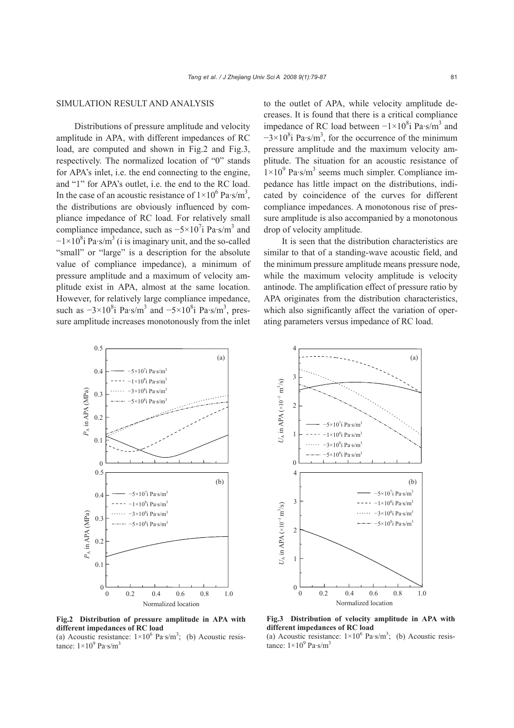## SIMULATION RESULT AND ANALYSIS

Distributions of pressure amplitude and velocity amplitude in APA, with different impedances of RC load, are computed and shown in Fig.2 and Fig.3, respectively. The normalized location of "0" stands for APA's inlet, i.e. the end connecting to the engine, and "1" for APA's outlet, i.e. the end to the RC load. In the case of an acoustic resistance of $1\times10^6$ Pa·s/m$^3$, the distributions are obviously influenced by compliance impedance of RC load. For relatively small compliance impedance, such as $-5\times10^7$i Pa·s/m$^3$ and $-1\times10^8$i Pa·s/m$^3$ (i is imaginary unit, and the so-called "small" or "large" is a description for the absolute value of compliance impedance), a minimum of pressure amplitude and a maximum of velocity amplitude exist in APA, almost at the same location. However, for relatively large compliance impedance, such as $-3\times10^8$i Pa·s/m$^3$ and $-5\times10^8$i Pa·s/m$^3$, pressure amplitude increases monotonously from the inlet to the outlet of APA, while velocity amplitude decreases. It is found that there is a critical compliance impedance of RC load between $-1\times10^8$i Pa·s/m$^3$ and $-3\times10^8$i Pa·s/m$^3$, for the occurrence of the minimum pressure amplitude and the maximum velocity amplitude. The situation for an acoustic resistance of $1\times10^9$ Pa·s/m$^3$ seems much simpler. Compliance impedance has little impact on the distributions, indicated by coincidence of the curves for different compliance impedances. A monotonous rise of pressure amplitude is also accompanied by a monotonous drop of velocity amplitude.

It is seen that the distribution characteristics are similar to that of a standing-wave acoustic field, and the minimum pressure amplitude means pressure node, while the maximum velocity amplitude is velocity antinode. The amplification effect of pressure ratio by APA originates from the distribution characteristics, which also significantly affect the variation of operating parameters versus impedance of RC load.

**Fig.2 Distribution of pressure amplitude in APA with different impedances of RC load**
(a) Acoustic resistance: $1\times10^6$ Pa·s/m$^3$; (b) Acoustic resistance: $1\times10^9$ Pa·s/m$^3$

**Fig.3 Distribution of velocity amplitude in APA with different impedances of RC load**
(a) Acoustic resistance: $1\times10^6$ Pa·s/m$^3$; (b) Acoustic resistance: $1\times10^9$ Pa·s/m$^3$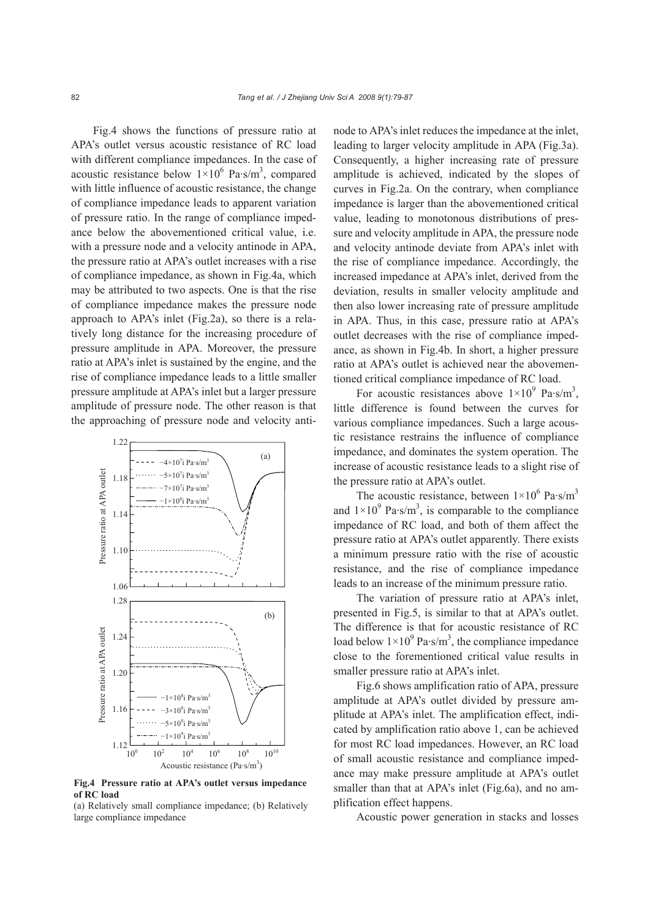Fig.4 shows the functions of pressure ratio at APA's outlet versus acoustic resistance of RC load with different compliance impedances. In the case of acoustic resistance below $1\times10^6$ Pa·s/m$^3$, compared with little influence of acoustic resistance, the change of compliance impedance leads to apparent variation of pressure ratio. In the range of compliance impedance below the abovementioned critical value, i.e. with a pressure node and a velocity antinode in APA, the pressure ratio at APA's outlet increases with a rise of compliance impedance, as shown in Fig.4a, which may be attributed to two aspects. One is that the rise of compliance impedance makes the pressure node approach to APA's inlet (Fig.2a), so there is a relatively long distance for the increasing procedure of pressure amplitude in APA. Moreover, the pressure ratio at APA's inlet is sustained by the engine, and the rise of compliance impedance leads to a little smaller pressure amplitude at APA's inlet but a larger pressure amplitude of pressure node. The other reason is that the approaching of pressure node and velocity antinode to APA's inlet reduces the impedance at the inlet, leading to larger velocity amplitude in APA (Fig.3a). Consequently, a higher increasing rate of pressure amplitude is achieved, indicated by the slopes of curves in Fig.2a. On the contrary, when compliance impedance is larger than the abovementioned critical value, leading to monotonous distributions of pressure and velocity amplitude in APA, the pressure node and velocity antinode deviate from APA's inlet with the rise of compliance impedance. Accordingly, the increased impedance at APA's inlet, derived from the deviation, results in smaller velocity amplitude and then also lower increasing rate of pressure amplitude in APA. Thus, in this case, pressure ratio at APA's outlet decreases with the rise of compliance impedance, as shown in Fig.4b. In short, a higher pressure ratio at APA's outlet is achieved near the abovementioned critical compliance impedance of RC load.

**Fig.4 Pressure ratio at APA's outlet versus impedance of RC load**

(a) Relatively small compliance impedance; (b) Relatively large compliance impedance

For acoustic resistances above $1\times10^9$ Pa·s/m$^3$, little difference is found between the curves for various compliance impedances. Such a large acoustic resistance restrains the influence of compliance impedance, and dominates the system operation. The increase of acoustic resistance leads to a slight rise of the pressure ratio at APA's outlet.

The acoustic resistance, between $1\times10^6$ Pa·s/m$^3$ and $1\times10^9$ Pa·s/m$^3$, is comparable to the compliance impedance of RC load, and both of them affect the pressure ratio at APA's outlet apparently. There exists a minimum pressure ratio with the rise of acoustic resistance, and the rise of compliance impedance leads to an increase of the minimum pressure ratio.

The variation of pressure ratio at APA's inlet, presented in Fig.5, is similar to that at APA's outlet. The difference is that for acoustic resistance of RC load below $1\times10^9$ Pa·s/m$^3$, the compliance impedance close to the forementioned critical value results in smaller pressure ratio at APA's inlet.

Fig.6 shows amplification ratio of APA, pressure amplitude at APA's outlet divided by pressure amplitude at APA's inlet. The amplification effect, indicated by amplification ratio above 1, can be achieved for most RC load impedances. However, an RC load of small acoustic resistance and compliance impedance may make pressure amplitude at APA's outlet smaller than that at APA's inlet (Fig.6a), and no amplification effect happens.

Acoustic power generation in stacks and losses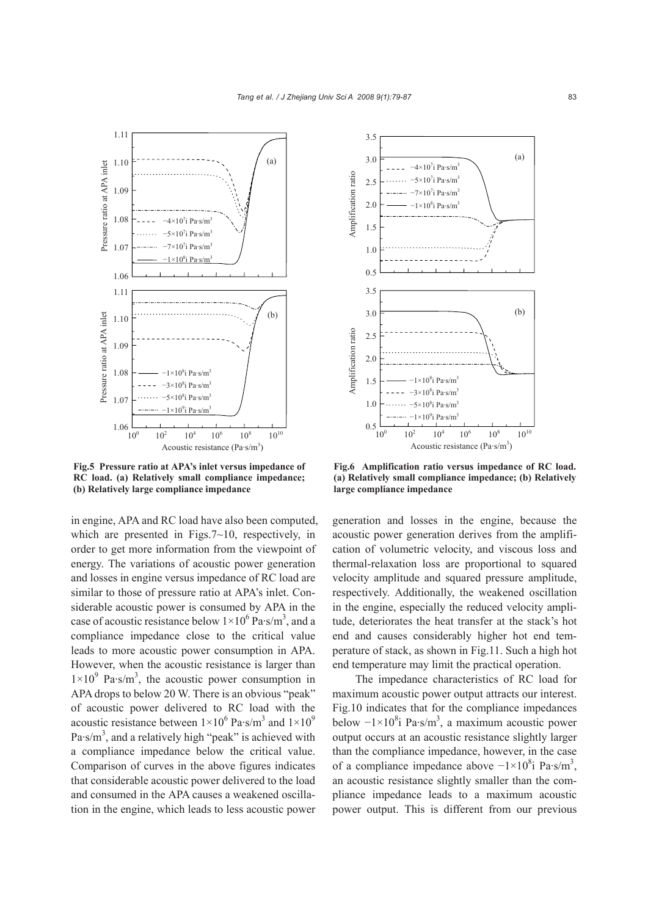Fig.5 Pressure ratio at APA's inlet versus impedance of RC load. (a) Relatively small compliance impedance; (b) Relatively large compliance impedance

Fig.6 Amplification ratio versus impedance of RC load. (a) Relatively small compliance impedance; (b) Relatively large compliance impedance

in engine, APA and RC load have also been computed, which are presented in Figs.7~10, respectively, in order to get more information from the viewpoint of energy. The variations of acoustic power generation and losses in engine versus impedance of RC load are similar to those of pressure ratio at APA's inlet. Considerable acoustic power is consumed by APA in the case of acoustic resistance below $1\times10^6$ Pa·s/m$^3$, and a compliance impedance close to the critical value leads to more acoustic power consumption in APA. However, when the acoustic resistance is larger than $1\times10^9$ Pa·s/m$^3$, the acoustic power consumption in APA drops to below 20 W. There is an obvious "peak" of acoustic power delivered to RC load with the acoustic resistance between $1\times10^6$ Pa·s/m$^3$ and $1\times10^9$ Pa·s/m$^3$, and a relatively high "peak" is achieved with a compliance impedance below the critical value. Comparison of curves in the above figures indicates that considerable acoustic power delivered to the load and consumed in the APA causes a weakened oscillation in the engine, which leads to less acoustic power generation and losses in the engine, because the acoustic power generation derives from the amplification of volumetric velocity, and viscous loss and thermal-relaxation loss are proportional to squared velocity amplitude and squared pressure amplitude, respectively. Additionally, the weakened oscillation in the engine, especially the reduced velocity amplitude, deteriorates the heat transfer at the stack's hot end and causes considerably higher hot end temperature of stack, as shown in Fig.11. Such a high hot end temperature may limit the practical operation.

The impedance characteristics of RC load for maximum acoustic power output attracts our interest. Fig.10 indicates that for the compliance impedances below $-1\times10^8$i Pa·s/m$^3$, a maximum acoustic power output occurs at an acoustic resistance slightly larger than the compliance impedance, however, in the case of a compliance impedance above $-1\times10^8$i Pa·s/m$^3$, an acoustic resistance slightly smaller than the compliance impedance leads to a maximum acoustic power output. This is different from our previous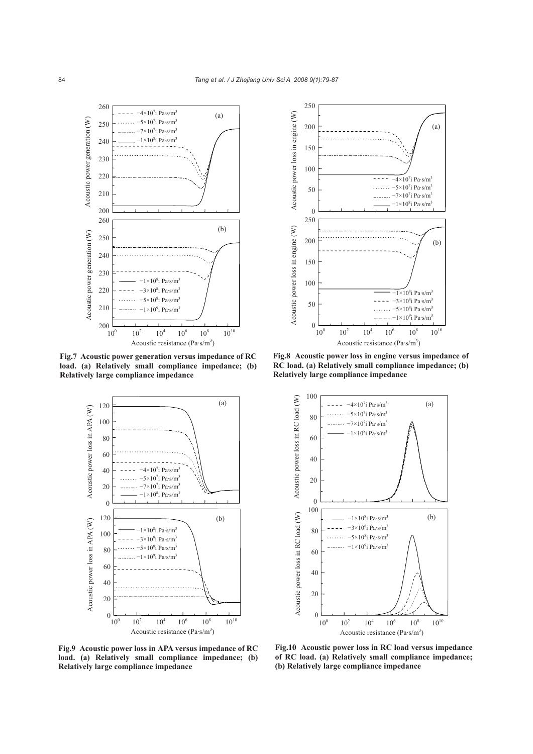**Fig.7 Acoustic power generation versus impedance of RC load. (a) Relatively small compliance impedance; (b) Relatively large compliance impedance**

**Fig.8 Acoustic power loss in engine versus impedance of RC load. (a) Relatively small compliance impedance; (b) Relatively large compliance impedance**

**Fig.9 Acoustic power loss in APA versus impedance of RC load. (a) Relatively small compliance impedance; (b) Relatively large compliance impedance**

**Fig.10 Acoustic power loss in RC load versus impedance of RC load. (a) Relatively small compliance impedance; (b) Relatively large compliance impedance**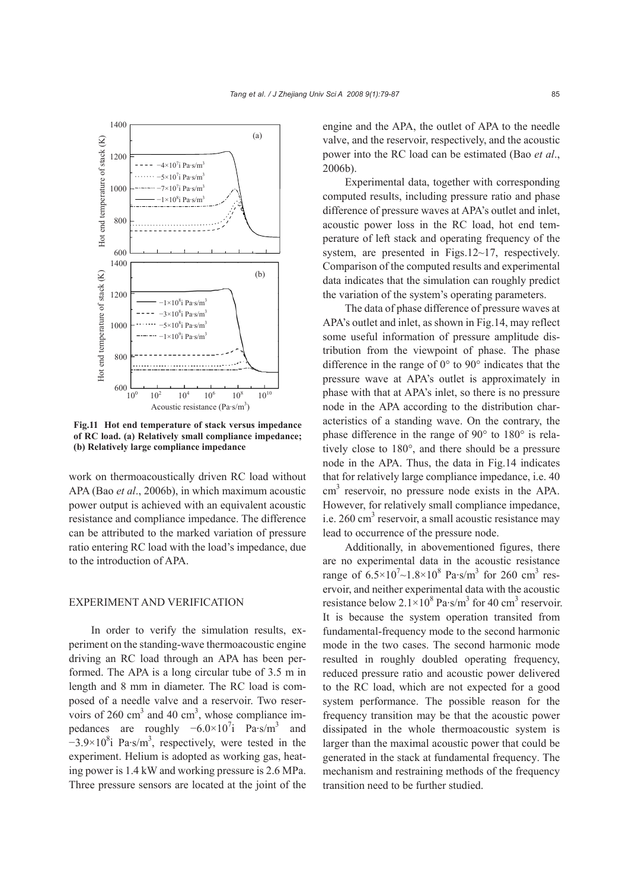**Fig.11 Hot end temperature of stack versus impedance of RC load. (a) Relatively small compliance impedance; (b) Relatively large compliance impedance**

work on thermoacoustically driven RC load without APA (Bao *et al*., 2006b), in which maximum acoustic power output is achieved with an equivalent acoustic resistance and compliance impedance. The difference can be attributed to the marked variation of pressure ratio entering RC load with the load's impedance, due to the introduction of APA.

## EXPERIMENT AND VERIFICATION

In order to verify the simulation results, experiment on the standing-wave thermoacoustic engine driving an RC load through an APA has been performed. The APA is a long circular tube of 3.5 m in length and 8 mm in diameter. The RC load is composed of a needle valve and a reservoir. Two reservoirs of 260 $cm^3$ and 40 $cm^3$, whose compliance impedances are roughly $-6.0\times10^7$i Pa·s/$m^3$ and $-3.9\times10^8$i Pa·s/$m^3$, respectively, were tested in the experiment. Helium is adopted as working gas, heating power is 1.4 kW and working pressure is 2.6 MPa. Three pressure sensors are located at the joint of the engine and the APA, the outlet of APA to the needle valve, and the reservoir, respectively, and the acoustic power into the RC load can be estimated (Bao *et al*., 2006b).

Experimental data, together with corresponding computed results, including pressure ratio and phase difference of pressure waves at APA's outlet and inlet, acoustic power loss in the RC load, hot end temperature of left stack and operating frequency of the system, are presented in Figs.12~17, respectively. Comparison of the computed results and experimental data indicates that the simulation can roughly predict the variation of the system's operating parameters.

The data of phase difference of pressure waves at APA's outlet and inlet, as shown in Fig.14, may reflect some useful information of pressure amplitude distribution from the viewpoint of phase. The phase difference in the range of 0° to 90° indicates that the pressure wave at APA's outlet is approximately in phase with that at APA's inlet, so there is no pressure node in the APA according to the distribution characteristics of a standing wave. On the contrary, the phase difference in the range of 90° to 180° is relatively close to 180°, and there should be a pressure node in the APA. Thus, the data in Fig.14 indicates that for relatively large compliance impedance, i.e. 40 $cm^3$ reservoir, no pressure node exists in the APA. However, for relatively small compliance impedance, i.e. 260 $cm^3$ reservoir, a small acoustic resistance may lead to occurrence of the pressure node.

Additionally, in abovementioned figures, there are no experimental data in the acoustic resistance range of $6.5\times10^7$~$1.8\times10^8$ Pa·s/$m^3$ for 260 $cm^3$ reservoir, and neither experimental data with the acoustic resistance below $2.1\times10^8$ Pa·s/$m^3$ for 40 $cm^3$ reservoir. It is because the system operation transited from fundamental-frequency mode to the second harmonic mode in the two cases. The second harmonic mode resulted in roughly doubled operating frequency, reduced pressure ratio and acoustic power delivered to the RC load, which are not expected for a good system performance. The possible reason for the frequency transition may be that the acoustic power dissipated in the whole thermoacoustic system is larger than the maximal acoustic power that could be generated in the stack at fundamental frequency. The mechanism and restraining methods of the frequency transition need to be further studied.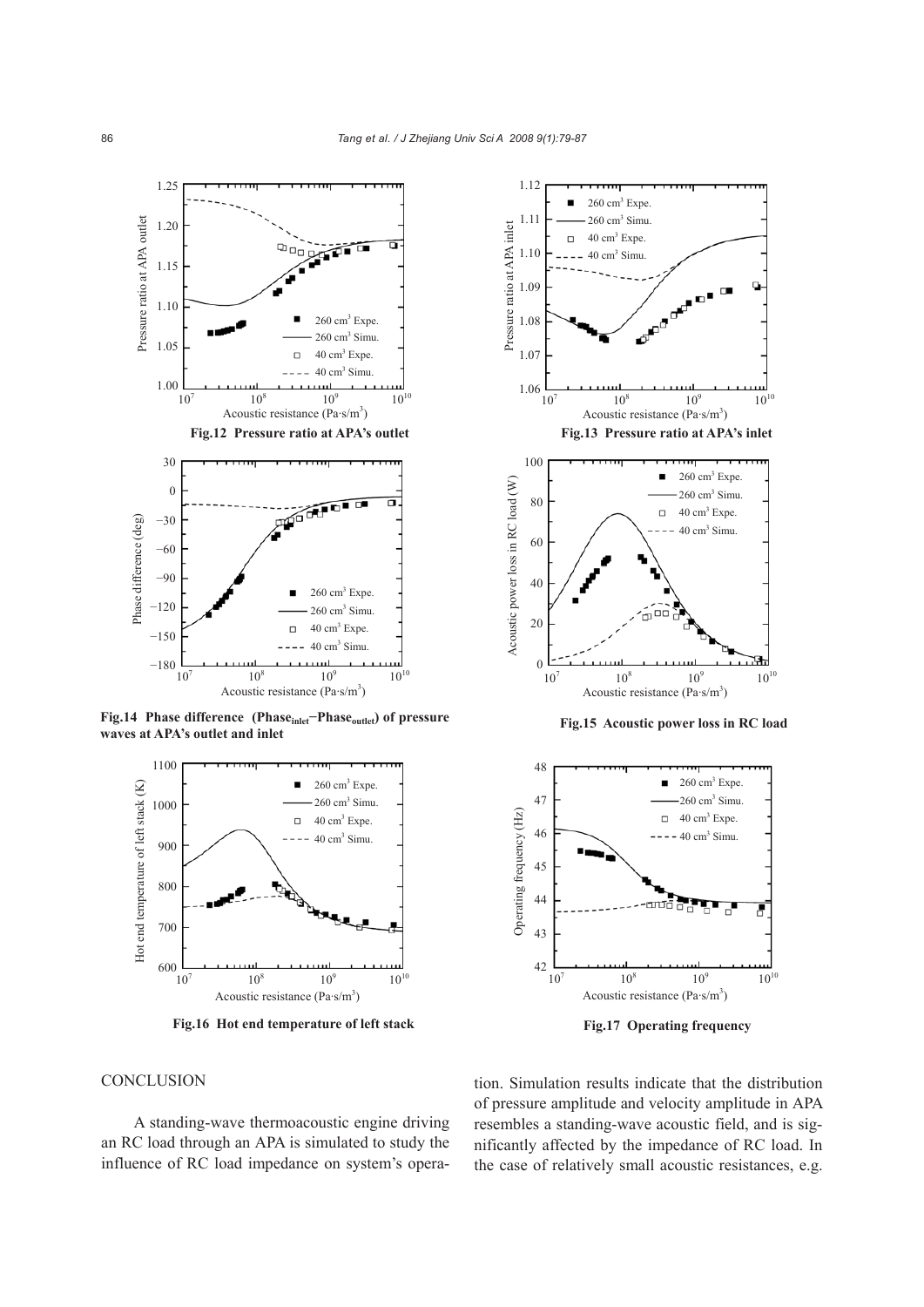Fig.12 Pressure ratio at APA's outlet

Fig.13 Pressure ratio at APA's inlet

Fig.14 Phase difference ($Phase_{inlet} - Phase_{outlet}$) of pressure waves at APA's outlet and inlet

Fig.15 Acoustic power loss in RC load

Fig.16 Hot end temperature of left stack

Fig.17 Operating frequency

## CONCLUSION

A standing-wave thermoacoustic engine driving an RC load through an APA is simulated to study the influence of RC load impedance on system's operation. Simulation results indicate that the distribution of pressure amplitude and velocity amplitude in APA resembles a standing-wave acoustic field, and is significantly affected by the impedance of RC load. In the case of relatively small acoustic resistances, e.g.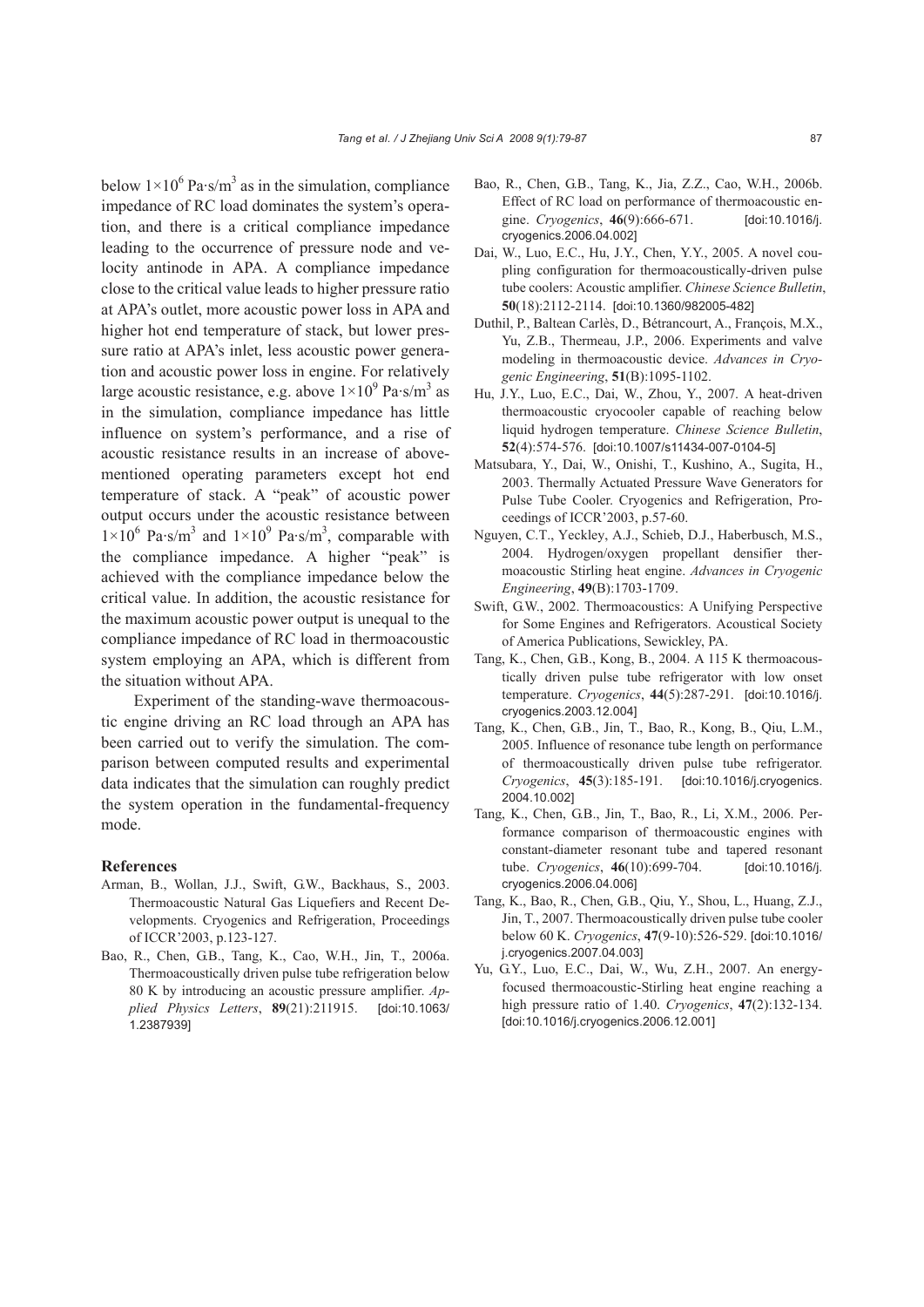below $1\times10^6$ Pa·s/m$^3$ as in the simulation, compliance impedance of RC load dominates the system's operation, and there is a critical compliance impedance leading to the occurrence of pressure node and velocity antinode in APA. A compliance impedance close to the critical value leads to higher pressure ratio at APA's outlet, more acoustic power loss in APA and higher hot end temperature of stack, but lower pressure ratio at APA's inlet, less acoustic power generation and acoustic power loss in engine. For relatively large acoustic resistance, e.g. above $1\times10^9$ Pa·s/m$^3$ as in the simulation, compliance impedance has little influence on system's performance, and a rise of acoustic resistance results in an increase of above-mentioned operating parameters except hot end temperature of stack. A "peak" of acoustic power output occurs under the acoustic resistance between $1\times10^6$ Pa·s/m$^3$ and $1\times10^9$ Pa·s/m$^3$, comparable with the compliance impedance. A higher "peak" is achieved with the compliance impedance below the critical value. In addition, the acoustic resistance for the maximum acoustic power output is unequal to the compliance impedance of RC load in thermoacoustic system employing an APA, which is different from the situation without APA.

Experiment of the standing-wave thermoacoustic engine driving an RC load through an APA has been carried out to verify the simulation. The comparison between computed results and experimental data indicates that the simulation can roughly predict the system operation in the fundamental-frequency mode.

## References

Arman, B., Wollan, J.J., Swift, G.W., Backhaus, S., 2003. Thermoacoustic Natural Gas Liquefiers and Recent Developments. Cryogenics and Refrigeration, Proceedings of ICCR'2003, p.123-127.

Bao, R., Chen, G.B., Tang, K., Cao, W.H., Jin, T., 2006a. Thermoacoustically driven pulse tube refrigeration below 80 K by introducing an acoustic pressure amplifier. *Applied Physics Letters*, **89**(21):211915. [doi:10.1063/1.2387939]

Bao, R., Chen, G.B., Tang, K., Jia, Z.Z., Cao, W.H., 2006b. Effect of RC load on performance of thermoacoustic engine. *Cryogenics*, **46**(9):666-671. [doi:10.1016/j.cryogenics.2006.04.002]

Dai, W., Luo, E.C., Hu, J.Y., Chen, Y.Y., 2005. A novel coupling configuration for thermoacoustically-driven pulse tube coolers: Acoustic amplifier. *Chinese Science Bulletin*, **50**(18):2112-2114. [doi:10.1360/982005-482]

Duthil, P., Baltean Carlès, D., Bétrancourt, A., François, M.X., Yu, Z.B., Thermeau, J.P., 2006. Experiments and valve modeling in thermoacoustic device. *Advances in Cryogenic Engineering*, **51**(B):1095-1102.

Hu, J.Y., Luo, E.C., Dai, W., Zhou, Y., 2007. A heat-driven thermoacoustic cryocooler capable of reaching below liquid hydrogen temperature. *Chinese Science Bulletin*, **52**(4):574-576. [doi:10.1007/s11434-007-0104-5]

Matsubara, Y., Dai, W., Onishi, T., Kushino, A., Sugita, H., 2003. Thermally Actuated Pressure Wave Generators for Pulse Tube Cooler. Cryogenics and Refrigeration, Proceedings of ICCR'2003, p.57-60.

Nguyen, C.T., Yeckley, A.J., Schieb, D.J., Haberbusch, M.S., 2004. Hydrogen/oxygen propellant densifier thermoacoustic Stirling heat engine. *Advances in Cryogenic Engineering*, **49**(B):1703-1709.

Swift, G.W., 2002. Thermoacoustics: A Unifying Perspective for Some Engines and Refrigerators. Acoustical Society of America Publications, Sewickley, PA.

Tang, K., Chen, G.B., Kong, B., 2004. A 115 K thermoacoustically driven pulse tube refrigerator with low onset temperature. *Cryogenics*, **44**(5):287-291. [doi:10.1016/j.cryogenics.2003.12.004]

Tang, K., Chen, G.B., Jin, T., Bao, R., Kong, B., Qiu, L.M., 2005. Influence of resonance tube length on performance of thermoacoustically driven pulse tube refrigerator. *Cryogenics*, **45**(3):185-191. [doi:10.1016/j.cryogenics.2004.10.002]

Tang, K., Chen, G.B., Jin, T., Bao, R., Li, X.M., 2006. Performance comparison of thermoacoustic engines with constant-diameter resonant tube and tapered resonant tube. *Cryogenics*, **46**(10):699-704. [doi:10.1016/j.cryogenics.2006.04.006]

Tang, K., Bao, R., Chen, G.B., Qiu, Y., Shou, L., Huang, Z.J., Jin, T., 2007. Thermoacoustically driven pulse tube cooler below 60 K. *Cryogenics*, **47**(9-10):526-529. [doi:10.1016/j.cryogenics.2007.04.003]

Yu, G.Y., Luo, E.C., Dai, W., Wu, Z.H., 2007. An energy-focused thermoacoustic-Stirling heat engine reaching a high pressure ratio of 1.40. *Cryogenics*, **47**(2):132-134. [doi:10.1016/j.cryogenics.2006.12.001]